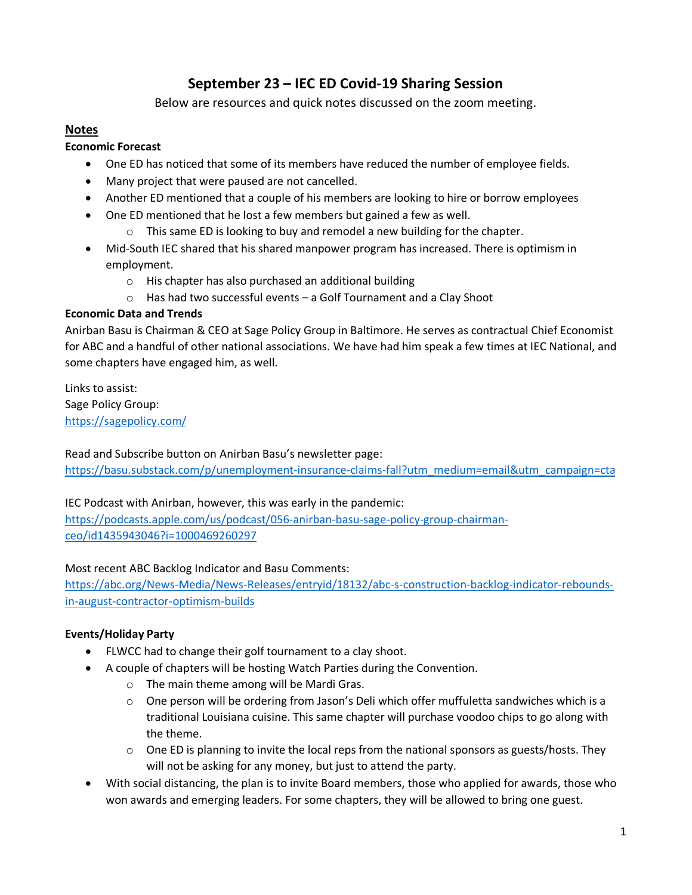# September 23 – IEC ED Covid-19 Sharing Session

Below are resources and quick notes discussed on the zoom meeting.

## Notes

### Economic Forecast

- One ED has noticed that some of its members have reduced the number of employee fields.
- Many project that were paused are not cancelled.
- Another ED mentioned that a couple of his members are looking to hire or borrow employees
- One ED mentioned that he lost a few members but gained a few as well.
  - This same ED is looking to buy and remodel a new building for the chapter.
- Mid-South IEC shared that his shared manpower program has increased. There is optimism in employment.
  - His chapter has also purchased an additional building
  - Has had two successful events – a Golf Tournament and a Clay Shoot

### Economic Data and Trends

Anirban Basu is Chairman & CEO at Sage Policy Group in Baltimore. He serves as contractual Chief Economist for ABC and a handful of other national associations. We have had him speak a few times at IEC National, and some chapters have engaged him, as well.

Links to assist:
Sage Policy Group:
https://sagepolicy.com/

Read and Subscribe button on Anirban Basu's newsletter page:
https://basu.substack.com/p/unemployment-insurance-claims-fall?utm_medium=email&utm_campaign=cta

IEC Podcast with Anirban, however, this was early in the pandemic:
https://podcasts.apple.com/us/podcast/056-anirban-basu-sage-policy-group-chairman-ceo/id1435943046?i=1000469260297

Most recent ABC Backlog Indicator and Basu Comments:
https://abc.org/News-Media/News-Releases/entryid/18132/abc-s-construction-backlog-indicator-rebounds-in-august-contractor-optimism-builds

### Events/Holiday Party

- FLWCC had to change their golf tournament to a clay shoot.
- A couple of chapters will be hosting Watch Parties during the Convention.
  - The main theme among will be Mardi Gras.
  - One person will be ordering from Jason's Deli which offer muffuletta sandwiches which is a traditional Louisiana cuisine. This same chapter will purchase voodoo chips to go along with the theme.
  - One ED is planning to invite the local reps from the national sponsors as guests/hosts. They will not be asking for any money, but just to attend the party.
- With social distancing, the plan is to invite Board members, those who applied for awards, those who won awards and emerging leaders. For some chapters, they will be allowed to bring one guest.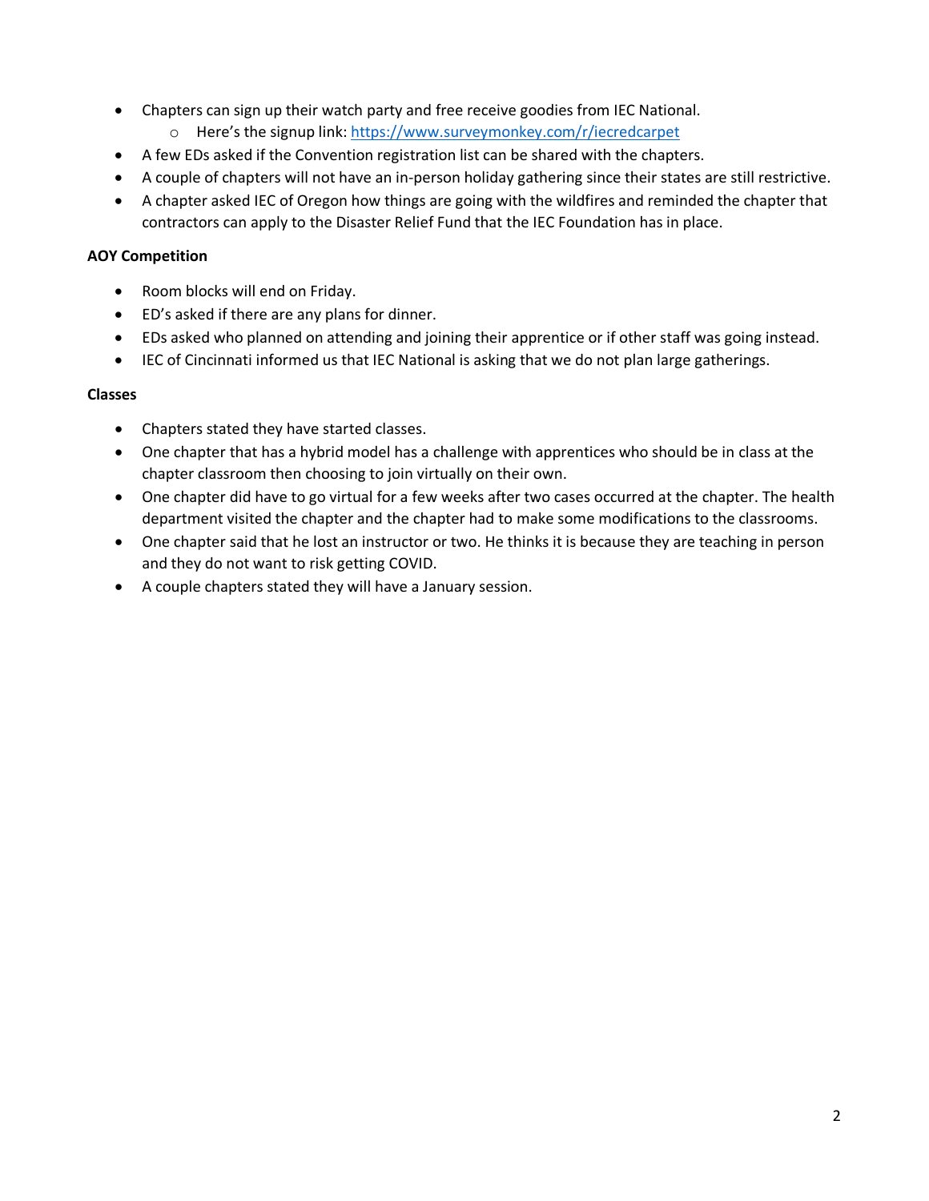- Chapters can sign up their watch party and free receive goodies from IEC National.
    - Here's the signup link: https://www.surveymonkey.com/r/iecredcarpet
- A few EDs asked if the Convention registration list can be shared with the chapters.
- A couple of chapters will not have an in-person holiday gathering since their states are still restrictive.
- A chapter asked IEC of Oregon how things are going with the wildfires and reminded the chapter that contractors can apply to the Disaster Relief Fund that the IEC Foundation has in place.

**AOY Competition**

- Room blocks will end on Friday.
- ED's asked if there are any plans for dinner.
- EDs asked who planned on attending and joining their apprentice or if other staff was going instead.
- IEC of Cincinnati informed us that IEC National is asking that we do not plan large gatherings.

**Classes**

- Chapters stated they have started classes.
- One chapter that has a hybrid model has a challenge with apprentices who should be in class at the chapter classroom then choosing to join virtually on their own.
- One chapter did have to go virtual for a few weeks after two cases occurred at the chapter. The health department visited the chapter and the chapter had to make some modifications to the classrooms.
- One chapter said that he lost an instructor or two. He thinks it is because they are teaching in person and they do not want to risk getting COVID.
- A couple chapters stated they will have a January session.